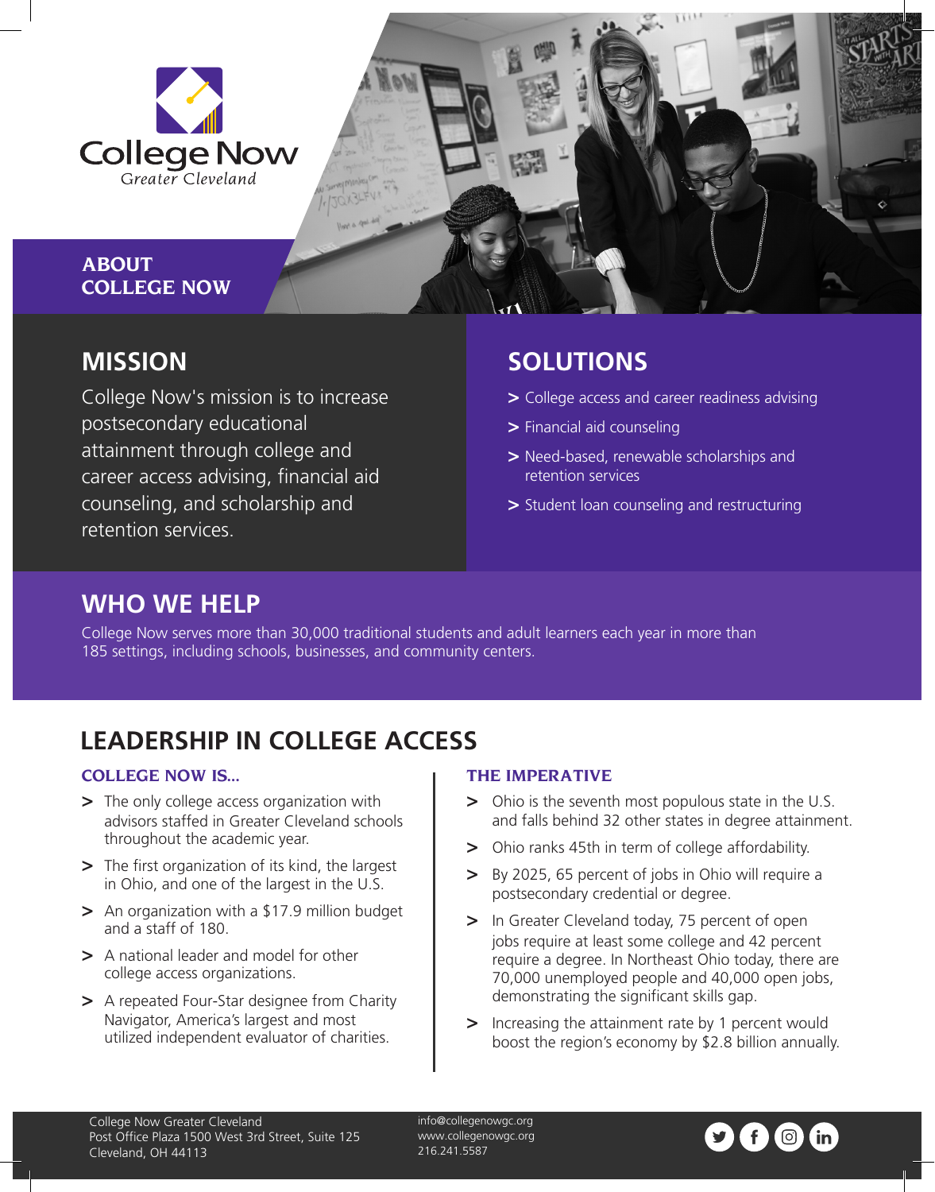College Now
Greater Cleveland

## ABOUT COLLEGE NOW

## MISSION

College Now's mission is to increase postsecondary educational attainment through college and career access advising, financial aid counseling, and scholarship and retention services.

## SOLUTIONS

- College access and career readiness advising
- Financial aid counseling
- Need-based, renewable scholarships and retention services
- Student loan counseling and restructuring

## WHO WE HELP

College Now serves more than 30,000 traditional students and adult learners each year in more than 185 settings, including schools, businesses, and community centers.

## LEADERSHIP IN COLLEGE ACCESS

### COLLEGE NOW IS...

- The only college access organization with advisors staffed in Greater Cleveland schools throughout the academic year.
- The first organization of its kind, the largest in Ohio, and one of the largest in the U.S.
- An organization with a $17.9 million budget and a staff of 180.
- A national leader and model for other college access organizations.
- A repeated Four-Star designee from Charity Navigator, America's largest and most utilized independent evaluator of charities.

### THE IMPERATIVE

- Ohio is the seventh most populous state in the U.S. and falls behind 32 other states in degree attainment.
- Ohio ranks 45th in term of college affordability.
- By 2025, 65 percent of jobs in Ohio will require a postsecondary credential or degree.
- In Greater Cleveland today, 75 percent of open jobs require at least some college and 42 percent require a degree. In Northeast Ohio today, there are 70,000 unemployed people and 40,000 open jobs, demonstrating the significant skills gap.
- Increasing the attainment rate by 1 percent would boost the region's economy by $2.8 billion annually.

College Now Greater Cleveland
Post Office Plaza 1500 West 3rd Street, Suite 125
Cleveland, OH 44113

info@collegenowgc.org
www.collegenowgc.org
216.241.5587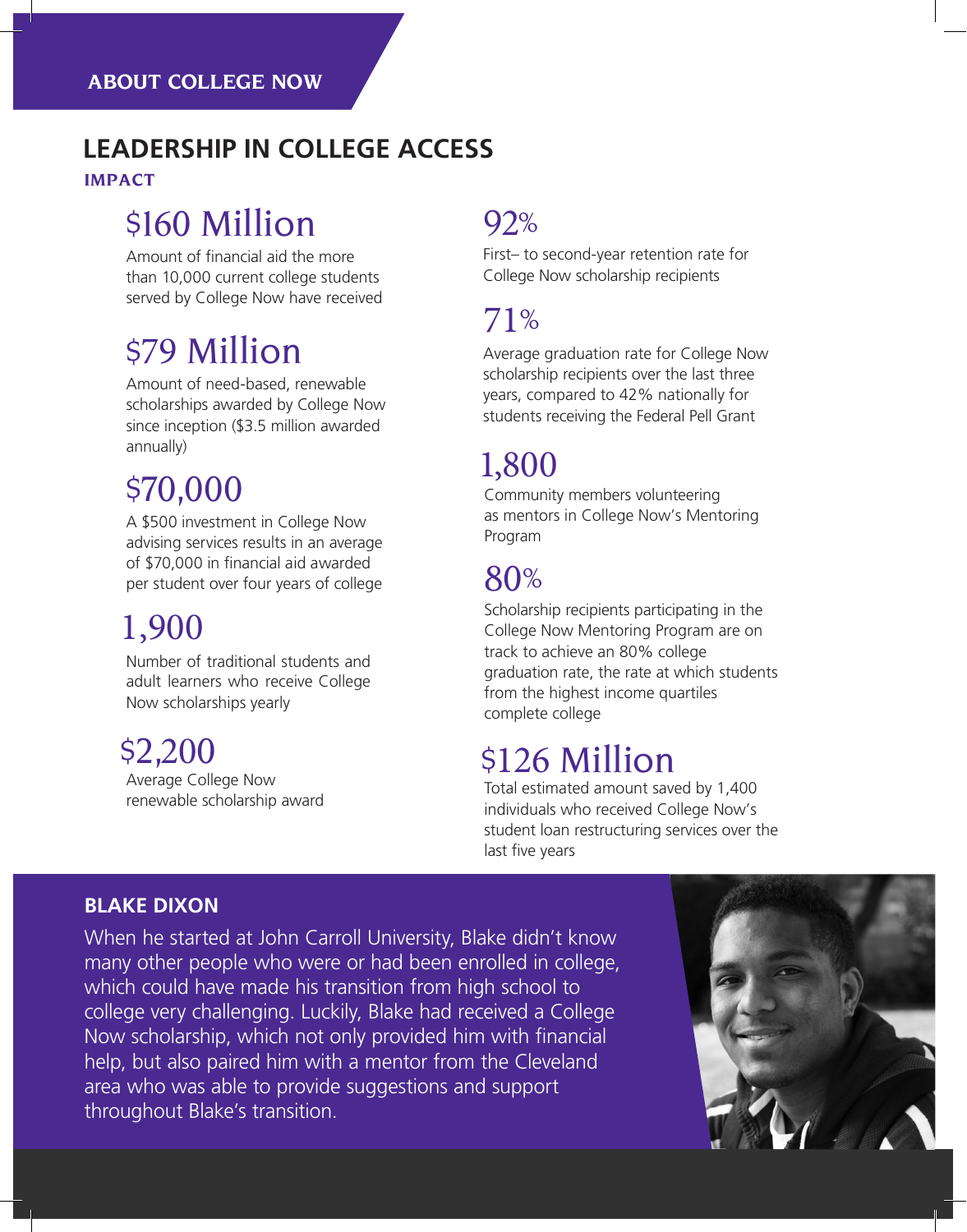## ABOUT COLLEGE NOW

# LEADERSHIP IN COLLEGE ACCESS

### IMPACT

**$160 Million**

Amount of financial aid the more than 10,000 current college students served by College Now have received

**$79 Million**

Amount of need-based, renewable scholarships awarded by College Now since inception ($3.5 million awarded annually)

**$70,000**

A $500 investment in College Now advising services results in an average of $70,000 in financial aid awarded per student over four years of college

**1,900**

Number of traditional students and adult learners who receive College Now scholarships yearly

**$2,200**

Average College Now renewable scholarship award

**92%**

First– to second-year retention rate for College Now scholarship recipients

**71%**

Average graduation rate for College Now scholarship recipients over the last three years, compared to 42% nationally for students receiving the Federal Pell Grant

**1,800**

Community members volunteering as mentors in College Now's Mentoring Program

**80%**

Scholarship recipients participating in the College Now Mentoring Program are on track to achieve an 80% college graduation rate, the rate at which students from the highest income quartiles complete college

**$126 Million**

Total estimated amount saved by 1,400 individuals who received College Now's student loan restructuring services over the last five years

### BLAKE DIXON

When he started at John Carroll University, Blake didn't know many other people who were or had been enrolled in college, which could have made his transition from high school to college very challenging. Luckily, Blake had received a College Now scholarship, which not only provided him with financial help, but also paired him with a mentor from the Cleveland area who was able to provide suggestions and support throughout Blake's transition.